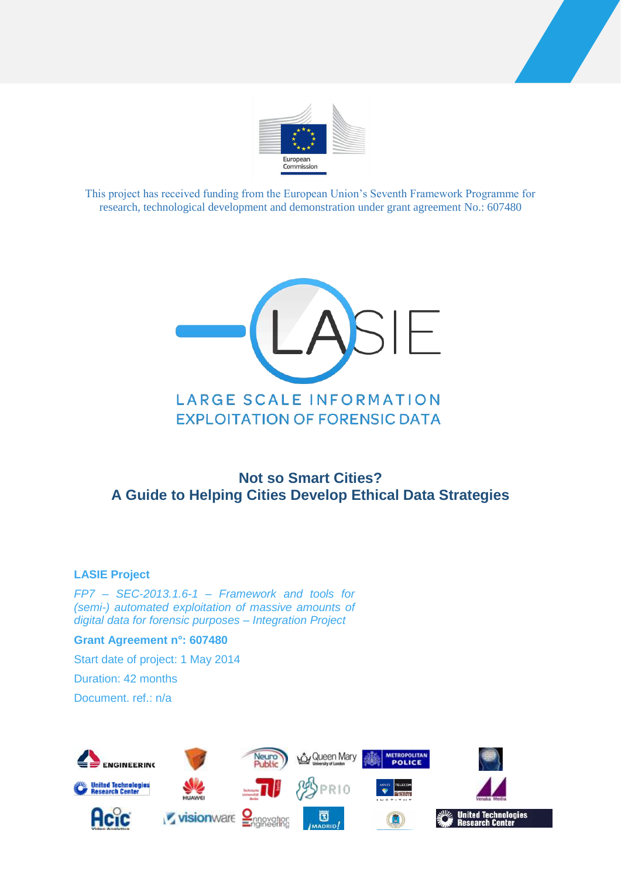This project has received funding from the European Union's Seventh Framework Programme for research, technological development and demonstration under grant agreement No.: 607480

LARGE SCALE INFORMATION EXPLOITATION OF FORENSIC DATA

# Not so Smart Cities?
# A Guide to Helping Cities Develop Ethical Data Strategies

**LASIE Project**

*FP7 – SEC-2013.1.6-1 – Framework and tools for (semi-) automated exploitation of massive amounts of digital data for forensic purposes – Integration Project*

**Grant Agreement n°: 607480**

Start date of project: 1 May 2014

Duration: 42 months

Document. ref.: n/a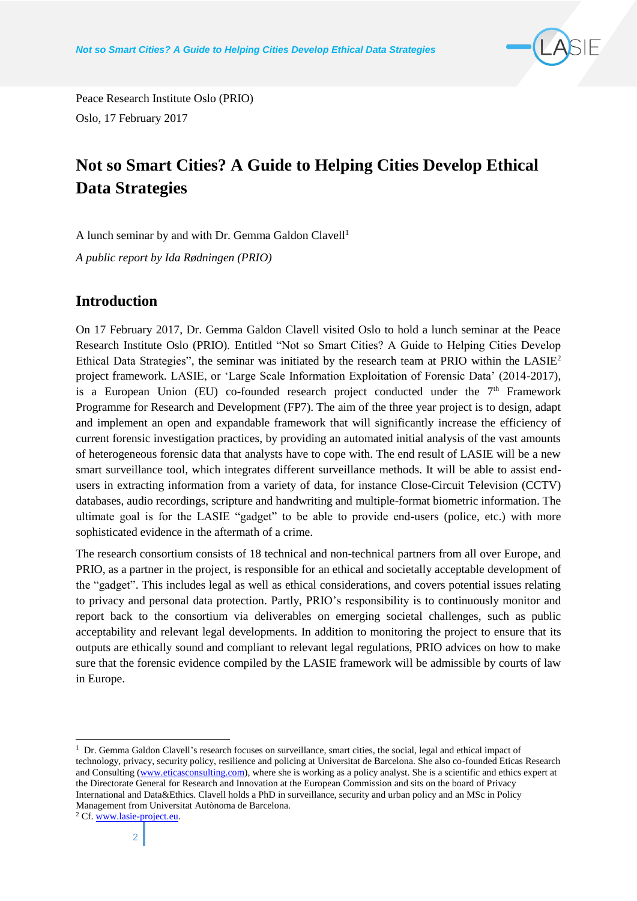Peace Research Institute Oslo (PRIO)

Oslo, 17 February 2017

# Not so Smart Cities? A Guide to Helping Cities Develop Ethical Data Strategies

A lunch seminar by and with Dr. Gemma Galdon Clavell[1]

*A public report by Ida Rødningen (PRIO)*

## Introduction

On 17 February 2017, Dr. Gemma Galdon Clavell visited Oslo to hold a lunch seminar at the Peace Research Institute Oslo (PRIO). Entitled "Not so Smart Cities? A Guide to Helping Cities Develop Ethical Data Strategies", the seminar was initiated by the research team at PRIO within the LASIE[2] project framework. LASIE, or 'Large Scale Information Exploitation of Forensic Data' (2014-2017), is a European Union (EU) co-founded research project conducted under the 7th Framework Programme for Research and Development (FP7). The aim of the three year project is to design, adapt and implement an open and expandable framework that will significantly increase the efficiency of current forensic investigation practices, by providing an automated initial analysis of the vast amounts of heterogeneous forensic data that analysts have to cope with. The end result of LASIE will be a new smart surveillance tool, which integrates different surveillance methods. It will be able to assist end-users in extracting information from a variety of data, for instance Close-Circuit Television (CCTV) databases, audio recordings, scripture and handwriting and multiple-format biometric information. The ultimate goal is for the LASIE "gadget" to be able to provide end-users (police, etc.) with more sophisticated evidence in the aftermath of a crime.

The research consortium consists of 18 technical and non-technical partners from all over Europe, and PRIO, as a partner in the project, is responsible for an ethical and societally acceptable development of the "gadget". This includes legal as well as ethical considerations, and covers potential issues relating to privacy and personal data protection. Partly, PRIO's responsibility is to continuously monitor and report back to the consortium via deliverables on emerging societal challenges, such as public acceptability and relevant legal developments. In addition to monitoring the project to ensure that its outputs are ethically sound and compliant to relevant legal regulations, PRIO advices on how to make sure that the forensic evidence compiled by the LASIE framework will be admissible by courts of law in Europe.

---

[1] Dr. Gemma Galdon Clavell's research focuses on surveillance, smart cities, the social, legal and ethical impact of technology, privacy, security policy, resilience and policing at Universitat de Barcelona. She also co-founded Eticas Research and Consulting (www.eticasconsulting.com), where she is working as a policy analyst. She is a scientific and ethics expert at the Directorate General for Research and Innovation at the European Commission and sits on the board of Privacy International and Data&Ethics. Clavell holds a PhD in surveillance, security and urban policy and an MSc in Policy Management from Universitat Autònoma de Barcelona.

[2] Cf. www.lasie-project.eu.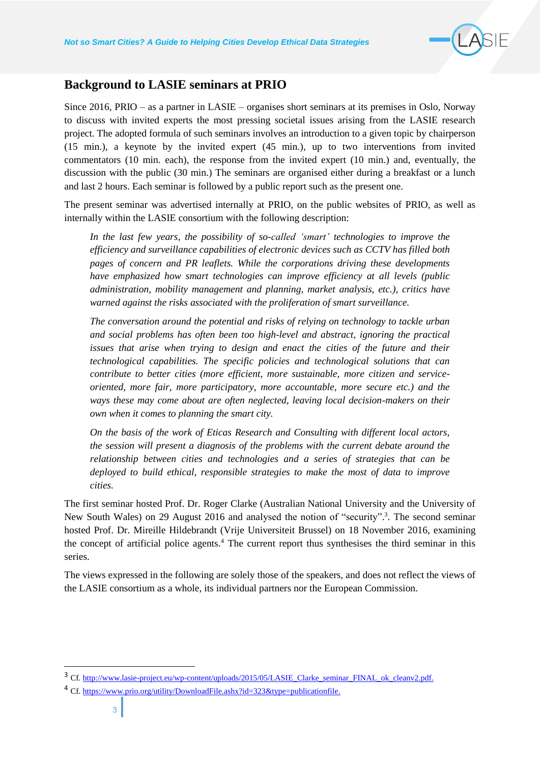## Background to LASIE seminars at PRIO

Since 2016, PRIO – as a partner in LASIE – organises short seminars at its premises in Oslo, Norway to discuss with invited experts the most pressing societal issues arising from the LASIE research project. The adopted formula of such seminars involves an introduction to a given topic by chairperson (15 min.), a keynote by the invited expert (45 min.), up to two interventions from invited commentators (10 min. each), the response from the invited expert (10 min.) and, eventually, the discussion with the public (30 min.) The seminars are organised either during a breakfast or a lunch and last 2 hours. Each seminar is followed by a public report such as the present one.

The present seminar was advertised internally at PRIO, on the public websites of PRIO, as well as internally within the LASIE consortium with the following description:

> *In the last few years, the possibility of so-called 'smart' technologies to improve the efficiency and surveillance capabilities of electronic devices such as CCTV has filled both pages of concern and PR leaflets. While the corporations driving these developments have emphasized how smart technologies can improve efficiency at all levels (public administration, mobility management and planning, market analysis, etc.), critics have warned against the risks associated with the proliferation of smart surveillance.*
>
> *The conversation around the potential and risks of relying on technology to tackle urban and social problems has often been too high-level and abstract, ignoring the practical issues that arise when trying to design and enact the cities of the future and their technological capabilities. The specific policies and technological solutions that can contribute to better cities (more efficient, more sustainable, more citizen and service-oriented, more fair, more participatory, more accountable, more secure etc.) and the ways these may come about are often neglected, leaving local decision-makers on their own when it comes to planning the smart city.*
>
> *On the basis of the work of Eticas Research and Consulting with different local actors, the session will present a diagnosis of the problems with the current debate around the relationship between cities and technologies and a series of strategies that can be deployed to build ethical, responsible strategies to make the most of data to improve cities.*

The first seminar hosted Prof. Dr. Roger Clarke (Australian National University and the University of New South Wales) on 29 August 2016 and analysed the notion of "security".[3]. The second seminar hosted Prof. Dr. Mireille Hildebrandt (Vrije Universiteit Brussel) on 18 November 2016, examining the concept of artificial police agents.[4] The current report thus synthesises the third seminar in this series.

The views expressed in the following are solely those of the speakers, and does not reflect the views of the LASIE consortium as a whole, its individual partners nor the European Commission.

---

[3] Cf. http://www.lasie-project.eu/wp-content/uploads/2015/05/LASIE_Clarke_seminar_FINAL_ok_cleanv2.pdf.

[4] Cf. https://www.prio.org/utility/DownloadFile.ashx?id=323&type=publicationfile.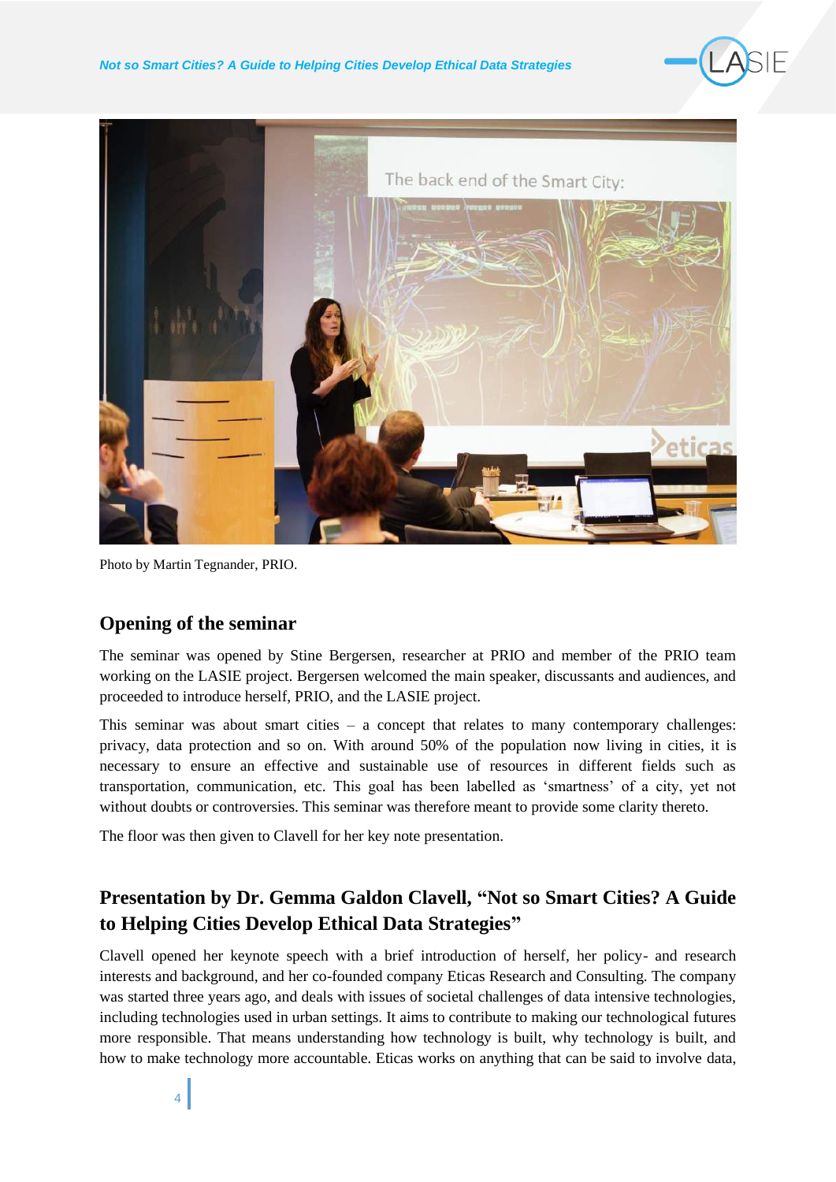Photo by Martin Tegnander, PRIO.

## Opening of the seminar

The seminar was opened by Stine Bergersen, researcher at PRIO and member of the PRIO team working on the LASIE project. Bergersen welcomed the main speaker, discussants and audiences, and proceeded to introduce herself, PRIO, and the LASIE project.

This seminar was about smart cities – a concept that relates to many contemporary challenges: privacy, data protection and so on. With around 50% of the population now living in cities, it is necessary to ensure an effective and sustainable use of resources in different fields such as transportation, communication, etc. This goal has been labelled as 'smartness' of a city, yet not without doubts or controversies. This seminar was therefore meant to provide some clarity thereto.

The floor was then given to Clavell for her key note presentation.

## Presentation by Dr. Gemma Galdon Clavell, "Not so Smart Cities? A Guide to Helping Cities Develop Ethical Data Strategies"

Clavell opened her keynote speech with a brief introduction of herself, her policy- and research interests and background, and her co-founded company Eticas Research and Consulting. The company was started three years ago, and deals with issues of societal challenges of data intensive technologies, including technologies used in urban settings. It aims to contribute to making our technological futures more responsible. That means understanding how technology is built, why technology is built, and how to make technology more accountable. Eticas works on anything that can be said to involve data,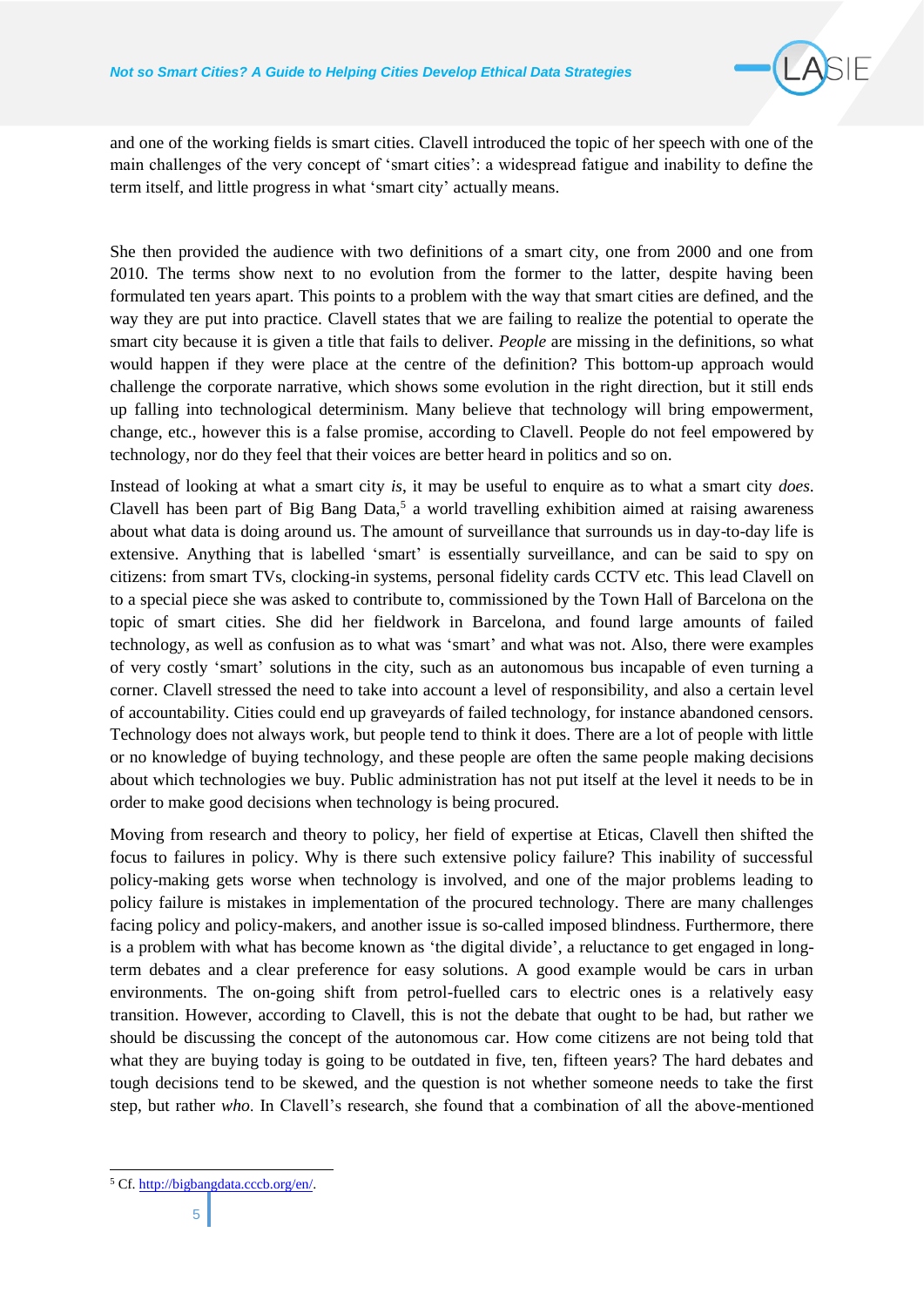and one of the working fields is smart cities. Clavell introduced the topic of her speech with one of the main challenges of the very concept of 'smart cities': a widespread fatigue and inability to define the term itself, and little progress in what 'smart city' actually means.

She then provided the audience with two definitions of a smart city, one from 2000 and one from 2010. The terms show next to no evolution from the former to the latter, despite having been formulated ten years apart. This points to a problem with the way that smart cities are defined, and the way they are put into practice. Clavell states that we are failing to realize the potential to operate the smart city because it is given a title that fails to deliver. *People* are missing in the definitions, so what would happen if they were place at the centre of the definition? This bottom-up approach would challenge the corporate narrative, which shows some evolution in the right direction, but it still ends up falling into technological determinism. Many believe that technology will bring empowerment, change, etc., however this is a false promise, according to Clavell. People do not feel empowered by technology, nor do they feel that their voices are better heard in politics and so on.

Instead of looking at what a smart city *is*, it may be useful to enquire as to what a smart city *does*. Clavell has been part of Big Bang Data,[5] a world travelling exhibition aimed at raising awareness about what data is doing around us. The amount of surveillance that surrounds us in day-to-day life is extensive. Anything that is labelled 'smart' is essentially surveillance, and can be said to spy on citizens: from smart TVs, clocking-in systems, personal fidelity cards CCTV etc. This lead Clavell on to a special piece she was asked to contribute to, commissioned by the Town Hall of Barcelona on the topic of smart cities. She did her fieldwork in Barcelona, and found large amounts of failed technology, as well as confusion as to what was 'smart' and what was not. Also, there were examples of very costly 'smart' solutions in the city, such as an autonomous bus incapable of even turning a corner. Clavell stressed the need to take into account a level of responsibility, and also a certain level of accountability. Cities could end up graveyards of failed technology, for instance abandoned censors. Technology does not always work, but people tend to think it does. There are a lot of people with little or no knowledge of buying technology, and these people are often the same people making decisions about which technologies we buy. Public administration has not put itself at the level it needs to be in order to make good decisions when technology is being procured.

Moving from research and theory to policy, her field of expertise at Eticas, Clavell then shifted the focus to failures in policy. Why is there such extensive policy failure? This inability of successful policy-making gets worse when technology is involved, and one of the major problems leading to policy failure is mistakes in implementation of the procured technology. There are many challenges facing policy and policy-makers, and another issue is so-called imposed blindness. Furthermore, there is a problem with what has become known as 'the digital divide', a reluctance to get engaged in long-term debates and a clear preference for easy solutions. A good example would be cars in urban environments. The on-going shift from petrol-fuelled cars to electric ones is a relatively easy transition. However, according to Clavell, this is not the debate that ought to be had, but rather we should be discussing the concept of the autonomous car. How come citizens are not being told that what they are buying today is going to be outdated in five, ten, fifteen years? The hard debates and tough decisions tend to be skewed, and the question is not whether someone needs to take the first step, but rather *who*. In Clavell's research, she found that a combination of all the above-mentioned

---

[5] Cf. http://bigbangdata.cccb.org/en/.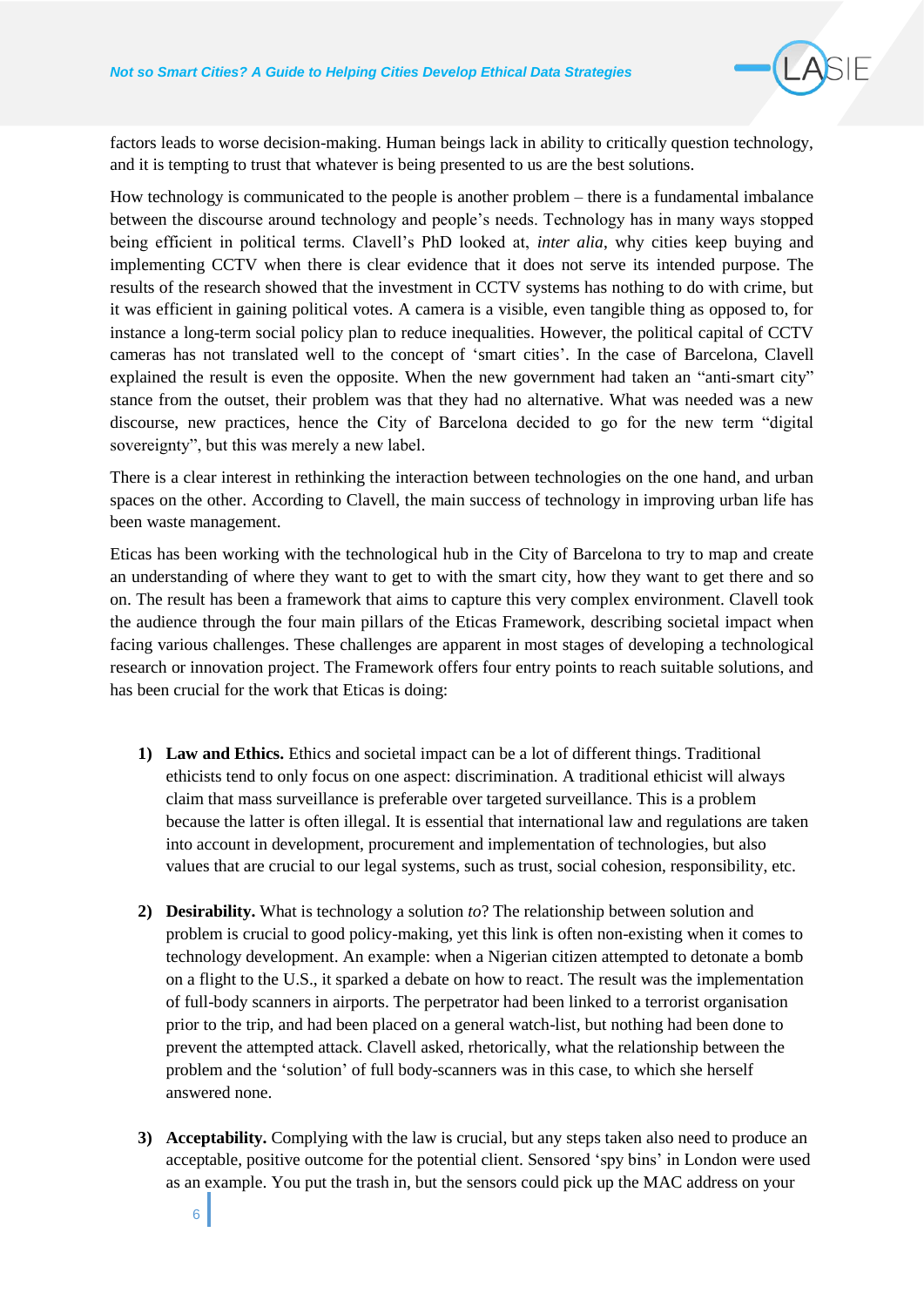factors leads to worse decision-making. Human beings lack in ability to critically question technology, and it is tempting to trust that whatever is being presented to us are the best solutions.

How technology is communicated to the people is another problem – there is a fundamental imbalance between the discourse around technology and people's needs. Technology has in many ways stopped being efficient in political terms. Clavell's PhD looked at, *inter alia*, why cities keep buying and implementing CCTV when there is clear evidence that it does not serve its intended purpose. The results of the research showed that the investment in CCTV systems has nothing to do with crime, but it was efficient in gaining political votes. A camera is a visible, even tangible thing as opposed to, for instance a long-term social policy plan to reduce inequalities. However, the political capital of CCTV cameras has not translated well to the concept of 'smart cities'. In the case of Barcelona, Clavell explained the result is even the opposite. When the new government had taken an "anti-smart city" stance from the outset, their problem was that they had no alternative. What was needed was a new discourse, new practices, hence the City of Barcelona decided to go for the new term "digital sovereignty", but this was merely a new label.

There is a clear interest in rethinking the interaction between technologies on the one hand, and urban spaces on the other. According to Clavell, the main success of technology in improving urban life has been waste management.

Eticas has been working with the technological hub in the City of Barcelona to try to map and create an understanding of where they want to get to with the smart city, how they want to get there and so on. The result has been a framework that aims to capture this very complex environment. Clavell took the audience through the four main pillars of the Eticas Framework, describing societal impact when facing various challenges. These challenges are apparent in most stages of developing a technological research or innovation project. The Framework offers four entry points to reach suitable solutions, and has been crucial for the work that Eticas is doing:

1) **Law and Ethics.** Ethics and societal impact can be a lot of different things. Traditional ethicists tend to only focus on one aspect: discrimination. A traditional ethicist will always claim that mass surveillance is preferable over targeted surveillance. This is a problem because the latter is often illegal. It is essential that international law and regulations are taken into account in development, procurement and implementation of technologies, but also values that are crucial to our legal systems, such as trust, social cohesion, responsibility, etc.

2) **Desirability.** What is technology a solution *to*? The relationship between solution and problem is crucial to good policy-making, yet this link is often non-existing when it comes to technology development. An example: when a Nigerian citizen attempted to detonate a bomb on a flight to the U.S., it sparked a debate on how to react. The result was the implementation of full-body scanners in airports. The perpetrator had been linked to a terrorist organisation prior to the trip, and had been placed on a general watch-list, but nothing had been done to prevent the attempted attack. Clavell asked, rhetorically, what the relationship between the problem and the 'solution' of full body-scanners was in this case, to which she herself answered none.

3) **Acceptability.** Complying with the law is crucial, but any steps taken also need to produce an acceptable, positive outcome for the potential client. Sensored 'spy bins' in London were used as an example. You put the trash in, but the sensors could pick up the MAC address on your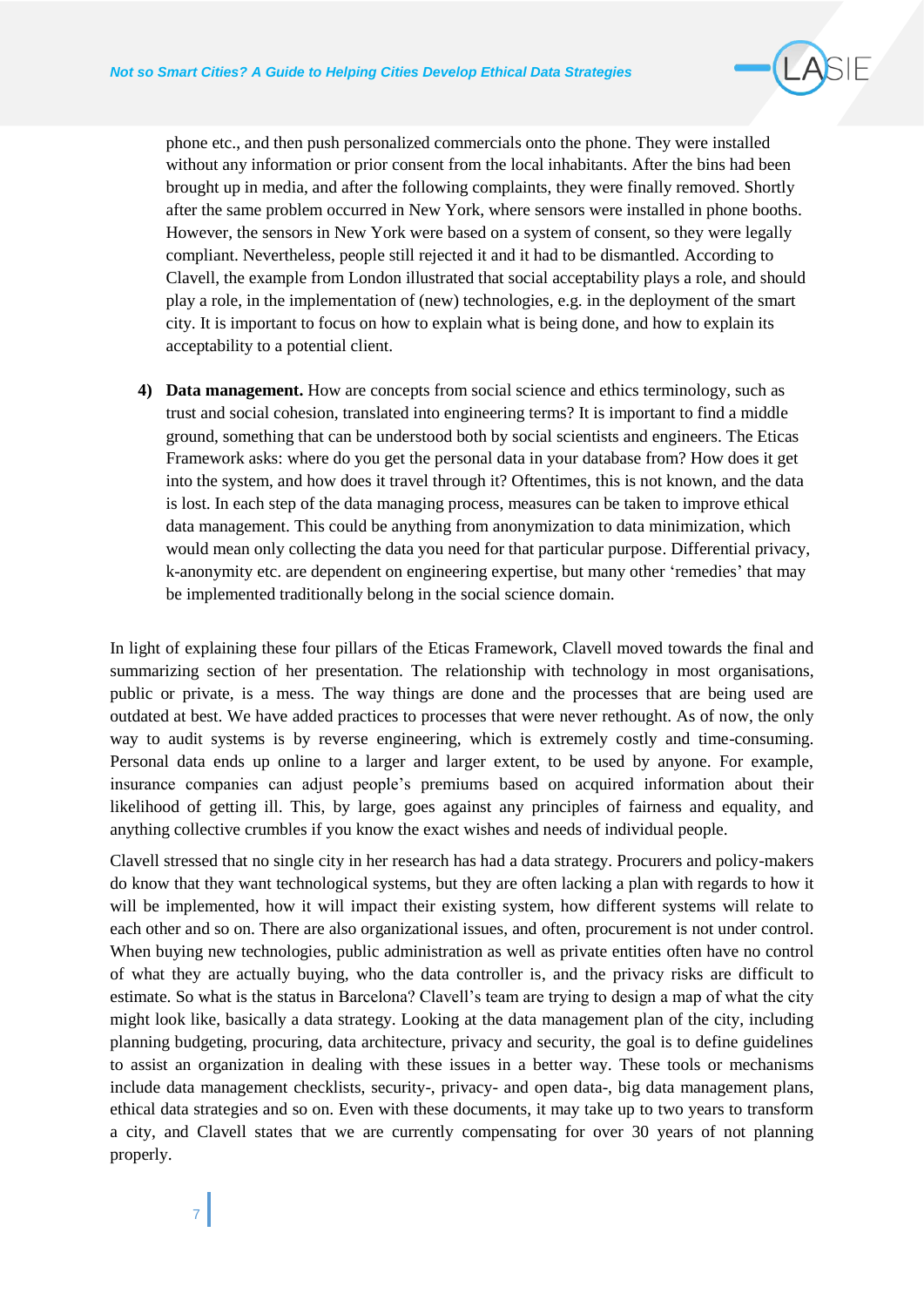phone etc., and then push personalized commercials onto the phone. They were installed without any information or prior consent from the local inhabitants. After the bins had been brought up in media, and after the following complaints, they were finally removed. Shortly after the same problem occurred in New York, where sensors were installed in phone booths. However, the sensors in New York were based on a system of consent, so they were legally compliant. Nevertheless, people still rejected it and it had to be dismantled. According to Clavell, the example from London illustrated that social acceptability plays a role, and should play a role, in the implementation of (new) technologies, e.g. in the deployment of the smart city. It is important to focus on how to explain what is being done, and how to explain its acceptability to a potential client.

4) **Data management.** How are concepts from social science and ethics terminology, such as trust and social cohesion, translated into engineering terms? It is important to find a middle ground, something that can be understood both by social scientists and engineers. The Eticas Framework asks: where do you get the personal data in your database from? How does it get into the system, and how does it travel through it? Oftentimes, this is not known, and the data is lost. In each step of the data managing process, measures can be taken to improve ethical data management. This could be anything from anonymization to data minimization, which would mean only collecting the data you need for that particular purpose. Differential privacy, k-anonymity etc. are dependent on engineering expertise, but many other 'remedies' that may be implemented traditionally belong in the social science domain.

In light of explaining these four pillars of the Eticas Framework, Clavell moved towards the final and summarizing section of her presentation. The relationship with technology in most organisations, public or private, is a mess. The way things are done and the processes that are being used are outdated at best. We have added practices to processes that were never rethought. As of now, the only way to audit systems is by reverse engineering, which is extremely costly and time-consuming. Personal data ends up online to a larger and larger extent, to be used by anyone. For example, insurance companies can adjust people's premiums based on acquired information about their likelihood of getting ill. This, by large, goes against any principles of fairness and equality, and anything collective crumbles if you know the exact wishes and needs of individual people.

Clavell stressed that no single city in her research has had a data strategy. Procurers and policy-makers do know that they want technological systems, but they are often lacking a plan with regards to how it will be implemented, how it will impact their existing system, how different systems will relate to each other and so on. There are also organizational issues, and often, procurement is not under control. When buying new technologies, public administration as well as private entities often have no control of what they are actually buying, who the data controller is, and the privacy risks are difficult to estimate. So what is the status in Barcelona? Clavell's team are trying to design a map of what the city might look like, basically a data strategy. Looking at the data management plan of the city, including planning budgeting, procuring, data architecture, privacy and security, the goal is to define guidelines to assist an organization in dealing with these issues in a better way. These tools or mechanisms include data management checklists, security-, privacy- and open data-, big data management plans, ethical data strategies and so on. Even with these documents, it may take up to two years to transform a city, and Clavell states that we are currently compensating for over 30 years of not planning properly.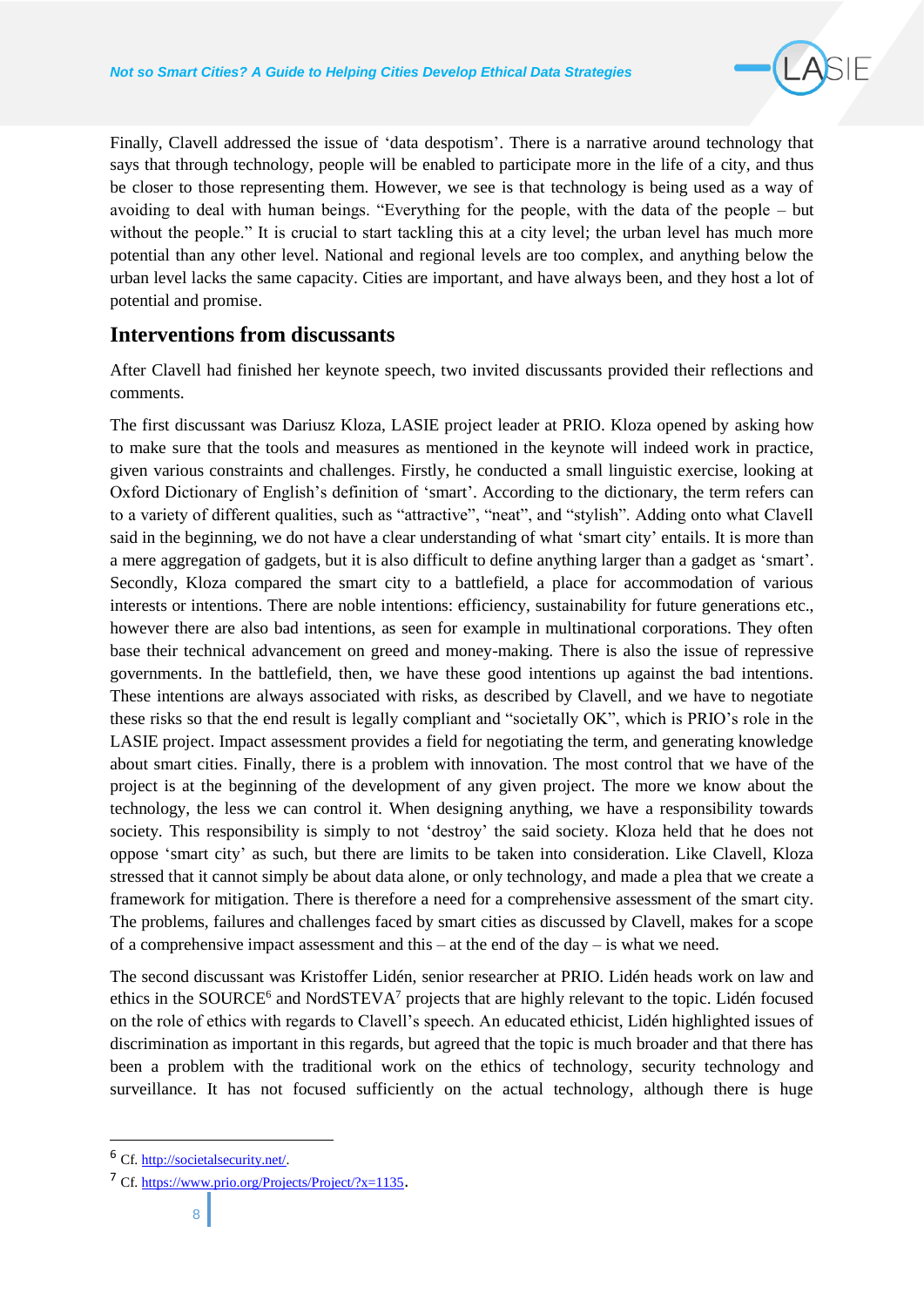Finally, Clavell addressed the issue of 'data despotism'. There is a narrative around technology that says that through technology, people will be enabled to participate more in the life of a city, and thus be closer to those representing them. However, we see is that technology is being used as a way of avoiding to deal with human beings. "Everything for the people, with the data of the people – but without the people." It is crucial to start tackling this at a city level; the urban level has much more potential than any other level. National and regional levels are too complex, and anything below the urban level lacks the same capacity. Cities are important, and have always been, and they host a lot of potential and promise.

## Interventions from discussants

After Clavell had finished her keynote speech, two invited discussants provided their reflections and comments.

The first discussant was Dariusz Kloza, LASIE project leader at PRIO. Kloza opened by asking how to make sure that the tools and measures as mentioned in the keynote will indeed work in practice, given various constraints and challenges. Firstly, he conducted a small linguistic exercise, looking at Oxford Dictionary of English's definition of 'smart'. According to the dictionary, the term refers can to a variety of different qualities, such as "attractive", "neat", and "stylish". Adding onto what Clavell said in the beginning, we do not have a clear understanding of what 'smart city' entails. It is more than a mere aggregation of gadgets, but it is also difficult to define anything larger than a gadget as 'smart'. Secondly, Kloza compared the smart city to a battlefield, a place for accommodation of various interests or intentions. There are noble intentions: efficiency, sustainability for future generations etc., however there are also bad intentions, as seen for example in multinational corporations. They often base their technical advancement on greed and money-making. There is also the issue of repressive governments. In the battlefield, then, we have these good intentions up against the bad intentions. These intentions are always associated with risks, as described by Clavell, and we have to negotiate these risks so that the end result is legally compliant and "societally OK", which is PRIO's role in the LASIE project. Impact assessment provides a field for negotiating the term, and generating knowledge about smart cities. Finally, there is a problem with innovation. The most control that we have of the project is at the beginning of the development of any given project. The more we know about the technology, the less we can control it. When designing anything, we have a responsibility towards society. This responsibility is simply to not 'destroy' the said society. Kloza held that he does not oppose 'smart city' as such, but there are limits to be taken into consideration. Like Clavell, Kloza stressed that it cannot simply be about data alone, or only technology, and made a plea that we create a framework for mitigation. There is therefore a need for a comprehensive assessment of the smart city. The problems, failures and challenges faced by smart cities as discussed by Clavell, makes for a scope of a comprehensive impact assessment and this – at the end of the day – is what we need.

The second discussant was Kristoffer Lidén, senior researcher at PRIO. Lidén heads work on law and ethics in the SOURCE[6] and NordSTEVA[7] projects that are highly relevant to the topic. Lidén focused on the role of ethics with regards to Clavell's speech. An educated ethicist, Lidén highlighted issues of discrimination as important in this regards, but agreed that the topic is much broader and that there has been a problem with the traditional work on the ethics of technology, security technology and surveillance. It has not focused sufficiently on the actual technology, although there is huge

---

[6] Cf. http://societalsecurity.net/.

[7] Cf. https://www.prio.org/Projects/Project/?x=1135.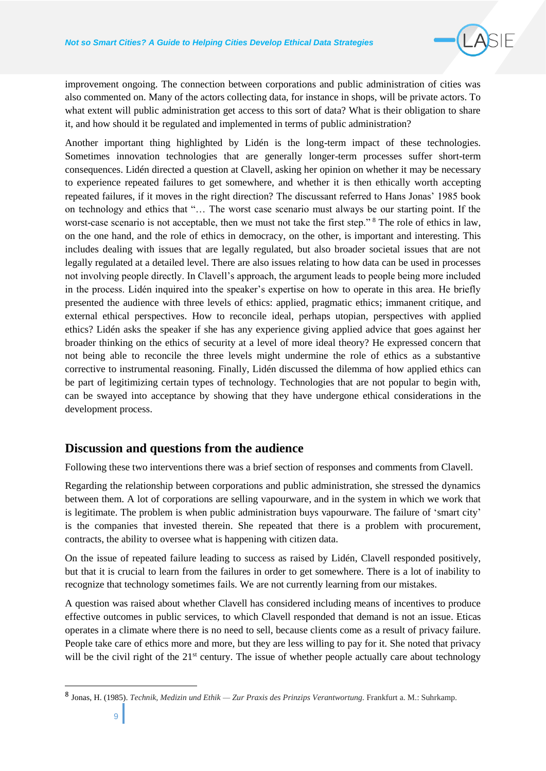improvement ongoing. The connection between corporations and public administration of cities was also commented on. Many of the actors collecting data, for instance in shops, will be private actors. To what extent will public administration get access to this sort of data? What is their obligation to share it, and how should it be regulated and implemented in terms of public administration?

Another important thing highlighted by Lidén is the long-term impact of these technologies. Sometimes innovation technologies that are generally longer-term processes suffer short-term consequences. Lidén directed a question at Clavell, asking her opinion on whether it may be necessary to experience repeated failures to get somewhere, and whether it is then ethically worth accepting repeated failures, if it moves in the right direction? The discussant referred to Hans Jonas' 1985 book on technology and ethics that "… The worst case scenario must always be our starting point. If the worst-case scenario is not acceptable, then we must not take the first step." [8] The role of ethics in law, on the one hand, and the role of ethics in democracy, on the other, is important and interesting. This includes dealing with issues that are legally regulated, but also broader societal issues that are not legally regulated at a detailed level. There are also issues relating to how data can be used in processes not involving people directly. In Clavell's approach, the argument leads to people being more included in the process. Lidén inquired into the speaker's expertise on how to operate in this area. He briefly presented the audience with three levels of ethics: applied, pragmatic ethics; immanent critique, and external ethical perspectives. How to reconcile ideal, perhaps utopian, perspectives with applied ethics? Lidén asks the speaker if she has any experience giving applied advice that goes against her broader thinking on the ethics of security at a level of more ideal theory? He expressed concern that not being able to reconcile the three levels might undermine the role of ethics as a substantive corrective to instrumental reasoning. Finally, Lidén discussed the dilemma of how applied ethics can be part of legitimizing certain types of technology. Technologies that are not popular to begin with, can be swayed into acceptance by showing that they have undergone ethical considerations in the development process.

## Discussion and questions from the audience

Following these two interventions there was a brief section of responses and comments from Clavell.

Regarding the relationship between corporations and public administration, she stressed the dynamics between them. A lot of corporations are selling vapourware, and in the system in which we work that is legitimate. The problem is when public administration buys vapourware. The failure of 'smart city' is the companies that invested therein. She repeated that there is a problem with procurement, contracts, the ability to oversee what is happening with citizen data.

On the issue of repeated failure leading to success as raised by Lidén, Clavell responded positively, but that it is crucial to learn from the failures in order to get somewhere. There is a lot of inability to recognize that technology sometimes fails. We are not currently learning from our mistakes.

A question was raised about whether Clavell has considered including means of incentives to produce effective outcomes in public services, to which Clavell responded that demand is not an issue. Eticas operates in a climate where there is no need to sell, because clients come as a result of privacy failure. People take care of ethics more and more, but they are less willing to pay for it. She noted that privacy will be the civil right of the 21st century. The issue of whether people actually care about technology

---

[8] Jonas, H. (1985). *Technik, Medizin und Ethik — Zur Praxis des Prinzips Verantwortung.* Frankfurt a. M.: Suhrkamp.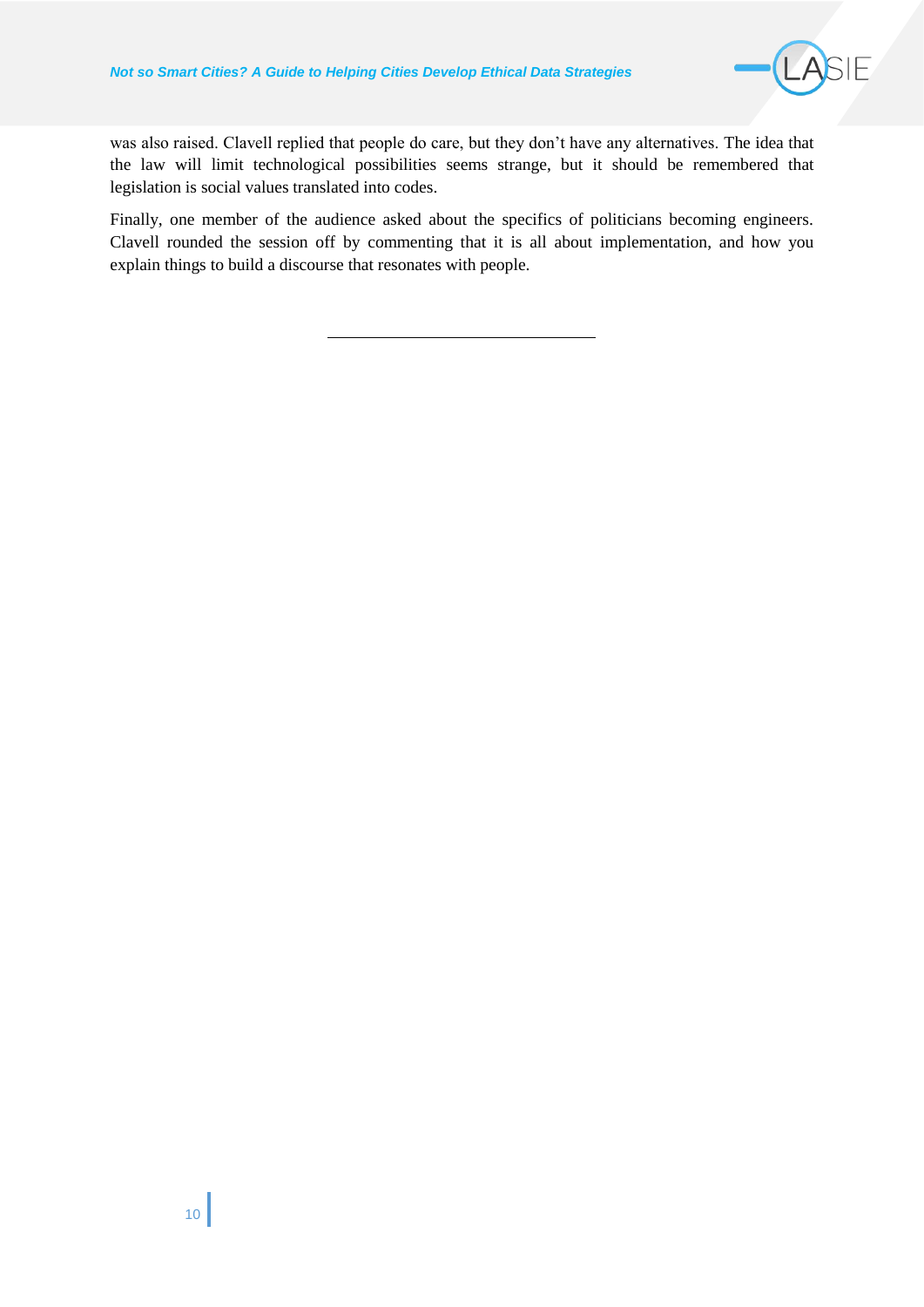was also raised. Clavell replied that people do care, but they don’t have any alternatives. The idea that the law will limit technological possibilities seems strange, but it should be remembered that legislation is social values translated into codes.

Finally, one member of the audience asked about the specifics of politicians becoming engineers. Clavell rounded the session off by commenting that it is all about implementation, and how you explain things to build a discourse that resonates with people.

---